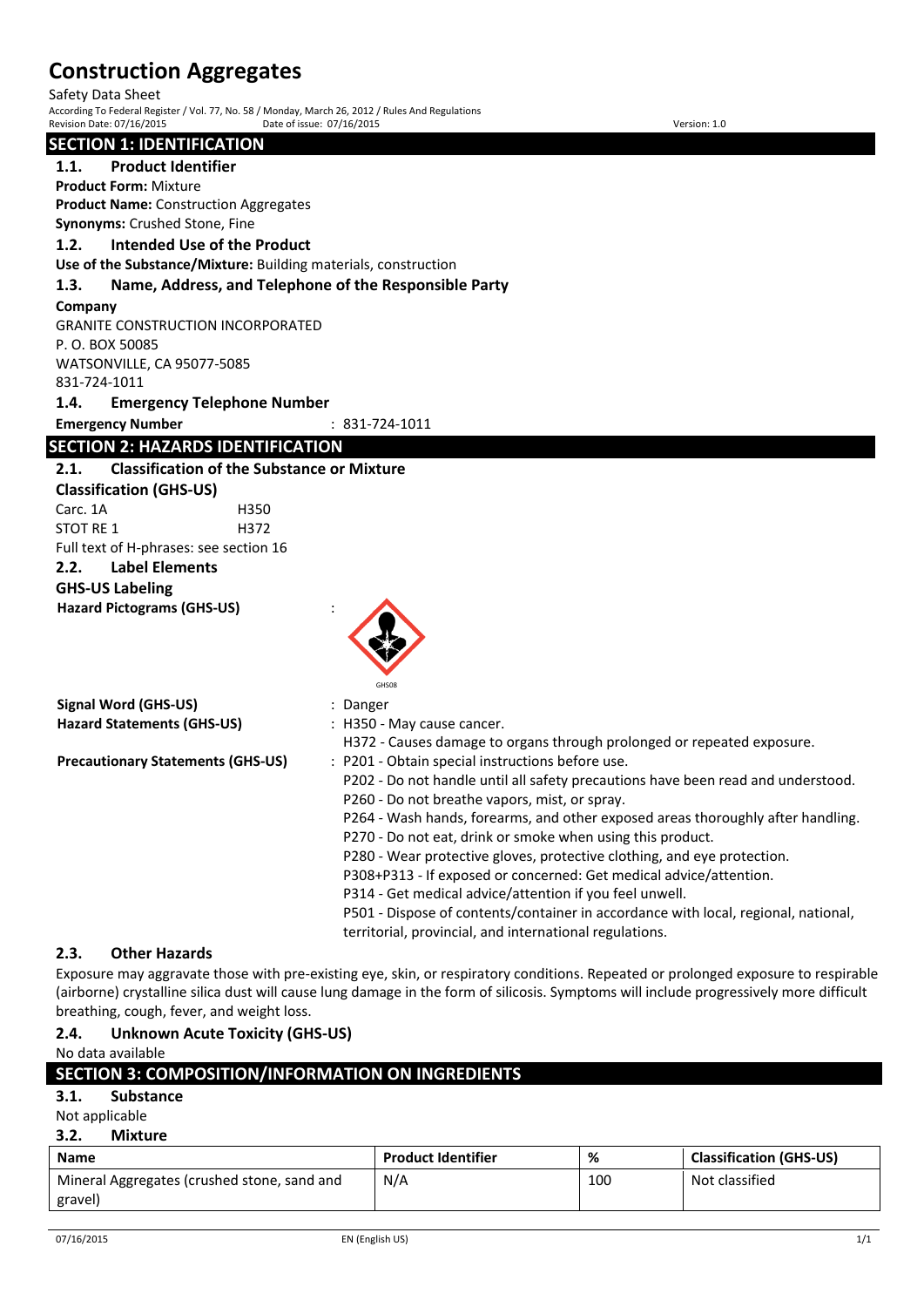# Construction Aggregates

Safety Data Sheet

According To Federal Register / Vol. 77, No. 58 / Monday, March 26, 2012 / Rules And Regulations

Revision Date: 07/16/2015 Date of issue: 07/16/2015 Version: 1.0

## SECTION 1: IDENTIFICATION

### 1.1. Product Identifier

**Product Form:** Mixture

**Product Name:** Construction Aggregates

**Synonyms:** Crushed Stone, Fine

### 1.2. Intended Use of the Product

**Use of the Substance/Mixture:** Building materials, construction

### 1.3. Name, Address, and Telephone of the Responsible Party

**Company**

GRANITE CONSTRUCTION INCORPORATED
P. O. BOX 50085
WATSONVILLE, CA 95077-5085
831-724-1011

### 1.4. Emergency Telephone Number

**Emergency Number** : 831-724-1011

## SECTION 2: HAZARDS IDENTIFICATION

### 2.1. Classification of the Substance or Mixture

**Classification (GHS-US)**

Carc. 1A H350
STOT RE 1 H372

Full text of H-phrases: see section 16

### 2.2. Label Elements

**GHS-US Labeling**

**Hazard Pictograms (GHS-US)** :

GHS08

**Signal Word (GHS-US)** : Danger

**Hazard Statements (GHS-US)** : H350 - May cause cancer.
H372 - Causes damage to organs through prolonged or repeated exposure.

**Precautionary Statements (GHS-US)** : P201 - Obtain special instructions before use.
P202 - Do not handle until all safety precautions have been read and understood.
P260 - Do not breathe vapors, mist, or spray.
P264 - Wash hands, forearms, and other exposed areas thoroughly after handling.
P270 - Do not eat, drink or smoke when using this product.
P280 - Wear protective gloves, protective clothing, and eye protection.
P308+P313 - If exposed or concerned: Get medical advice/attention.
P314 - Get medical advice/attention if you feel unwell.
P501 - Dispose of contents/container in accordance with local, regional, national, territorial, provincial, and international regulations.

### 2.3. Other Hazards

Exposure may aggravate those with pre-existing eye, skin, or respiratory conditions. Repeated or prolonged exposure to respirable (airborne) crystalline silica dust will cause lung damage in the form of silicosis. Symptoms will include progressively more difficult breathing, cough, fever, and weight loss.

### 2.4. Unknown Acute Toxicity (GHS-US)

No data available

## SECTION 3: COMPOSITION/INFORMATION ON INGREDIENTS

### 3.1. Substance

Not applicable

### 3.2. Mixture

| Name | Product Identifier | % | Classification (GHS-US) |
|---|---|---|---|
| Mineral Aggregates (crushed stone, sand and gravel) | N/A | 100 | Not classified |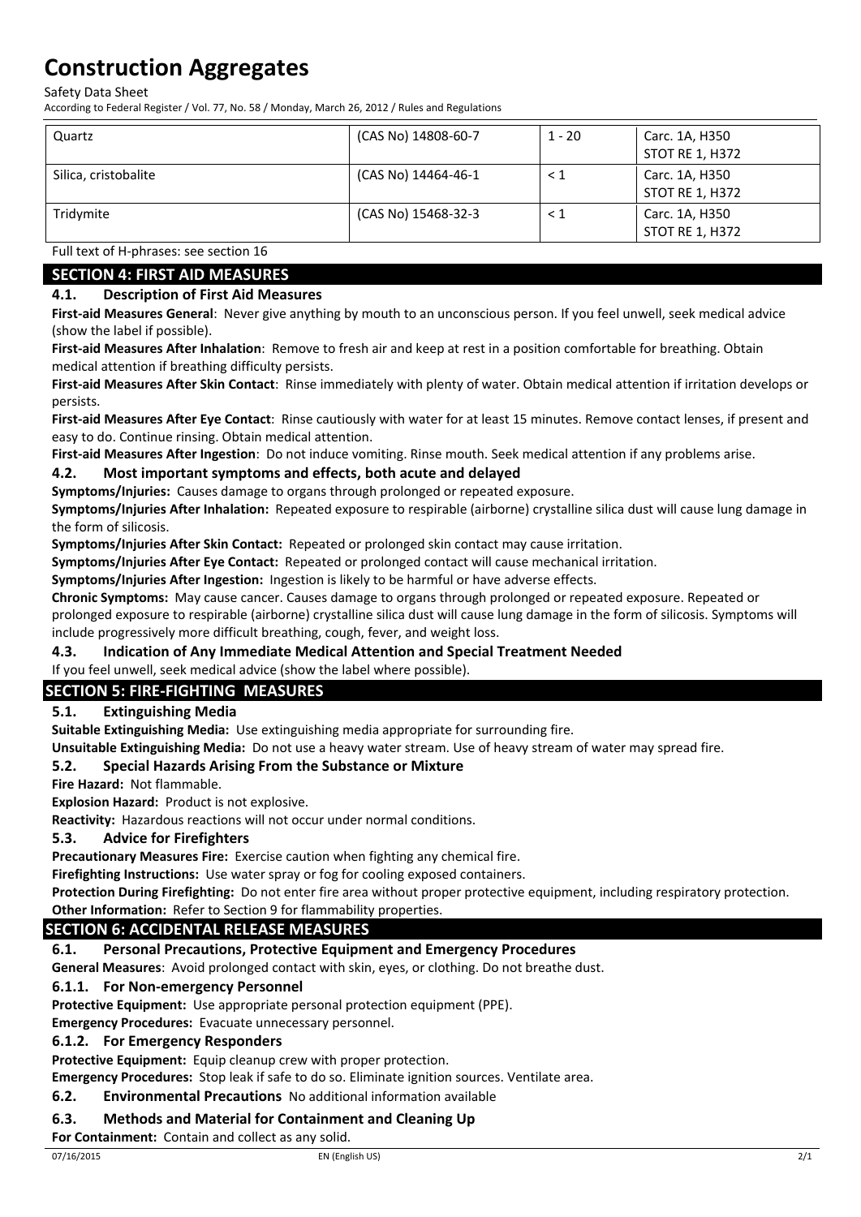| Quartz | (CAS No) 14808-60-7 | 1 - 20 | Carc. 1A, H350<br>STOT RE 1, H372 |
|---|---|---|---|
| Silica, cristobalite | (CAS No) 14464-46-1 | < 1 | Carc. 1A, H350<br>STOT RE 1, H372 |
| Tridymite | (CAS No) 15468-32-3 | < 1 | Carc. 1A, H350<br>STOT RE 1, H372 |

Full text of H-phrases: see section 16

## SECTION 4: FIRST AID MEASURES

### 4.1. Description of First Aid Measures

**First-aid Measures General**: Never give anything by mouth to an unconscious person. If you feel unwell, seek medical advice (show the label if possible).

**First-aid Measures After Inhalation**: Remove to fresh air and keep at rest in a position comfortable for breathing. Obtain medical attention if breathing difficulty persists.

**First-aid Measures After Skin Contact**: Rinse immediately with plenty of water. Obtain medical attention if irritation develops or persists.

**First-aid Measures After Eye Contact**: Rinse cautiously with water for at least 15 minutes. Remove contact lenses, if present and easy to do. Continue rinsing. Obtain medical attention.

**First-aid Measures After Ingestion**: Do not induce vomiting. Rinse mouth. Seek medical attention if any problems arise.

### 4.2. Most important symptoms and effects, both acute and delayed

**Symptoms/Injuries:** Causes damage to organs through prolonged or repeated exposure.

**Symptoms/Injuries After Inhalation:** Repeated exposure to respirable (airborne) crystalline silica dust will cause lung damage in the form of silicosis.

**Symptoms/Injuries After Skin Contact:** Repeated or prolonged skin contact may cause irritation.

**Symptoms/Injuries After Eye Contact:** Repeated or prolonged contact will cause mechanical irritation.

**Symptoms/Injuries After Ingestion:** Ingestion is likely to be harmful or have adverse effects.

**Chronic Symptoms:** May cause cancer. Causes damage to organs through prolonged or repeated exposure. Repeated or prolonged exposure to respirable (airborne) crystalline silica dust will cause lung damage in the form of silicosis. Symptoms will include progressively more difficult breathing, cough, fever, and weight loss.

### 4.3. Indication of Any Immediate Medical Attention and Special Treatment Needed

If you feel unwell, seek medical advice (show the label where possible).

## SECTION 5: FIRE-FIGHTING MEASURES

### 5.1. Extinguishing Media

**Suitable Extinguishing Media:** Use extinguishing media appropriate for surrounding fire.

**Unsuitable Extinguishing Media:** Do not use a heavy water stream. Use of heavy stream of water may spread fire.

### 5.2. Special Hazards Arising From the Substance or Mixture

**Fire Hazard:** Not flammable.

**Explosion Hazard:** Product is not explosive.

**Reactivity:** Hazardous reactions will not occur under normal conditions.

### 5.3. Advice for Firefighters

**Precautionary Measures Fire:** Exercise caution when fighting any chemical fire.

**Firefighting Instructions:** Use water spray or fog for cooling exposed containers.

**Protection During Firefighting:** Do not enter fire area without proper protective equipment, including respiratory protection.

**Other Information:** Refer to Section 9 for flammability properties.

## SECTION 6: ACCIDENTAL RELEASE MEASURES

### 6.1. Personal Precautions, Protective Equipment and Emergency Procedures

**General Measures**: Avoid prolonged contact with skin, eyes, or clothing. Do not breathe dust.

#### 6.1.1. For Non-emergency Personnel

**Protective Equipment:** Use appropriate personal protection equipment (PPE).

**Emergency Procedures:** Evacuate unnecessary personnel.

#### 6.1.2. For Emergency Responders

**Protective Equipment:** Equip cleanup crew with proper protection.

**Emergency Procedures:** Stop leak if safe to do so. Eliminate ignition sources. Ventilate area.

### 6.2. Environmental Precautions

No additional information available

### 6.3. Methods and Material for Containment and Cleaning Up

**For Containment:** Contain and collect as any solid.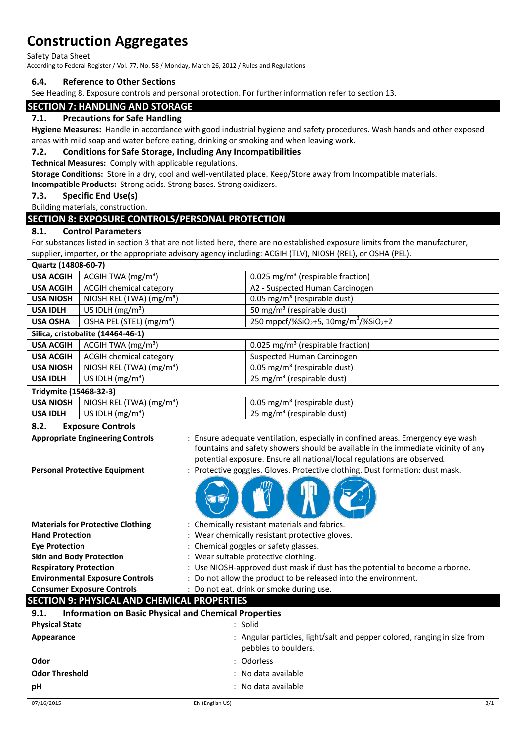### 6.4. Reference to Other Sections

See Heading 8. Exposure controls and personal protection. For further information refer to section 13.

## SECTION 7: HANDLING AND STORAGE

### 7.1. Precautions for Safe Handling

**Hygiene Measures:** Handle in accordance with good industrial hygiene and safety procedures. Wash hands and other exposed areas with mild soap and water before eating, drinking or smoking and when leaving work.

### 7.2. Conditions for Safe Storage, Including Any Incompatibilities

**Technical Measures:** Comply with applicable regulations.

**Storage Conditions:** Store in a dry, cool and well-ventilated place. Keep/Store away from Incompatible materials.

**Incompatible Products:** Strong acids. Strong bases. Strong oxidizers.

### 7.3. Specific End Use(s)

Building materials, construction.

## SECTION 8: EXPOSURE CONTROLS/PERSONAL PROTECTION

### 8.1. Control Parameters

For substances listed in section 3 that are not listed here, there are no established exposure limits from the manufacturer, supplier, importer, or the appropriate advisory agency including: ACGIH (TLV), NIOSH (REL), or OSHA (PEL).

| Quartz (14808-60-7) | | |
|---|---|---|
| USA ACGIH | ACGIH TWA ($mg/m^3$) | 0.025 $mg/m^3$ (respirable fraction) |
| USA ACGIH | ACGIH chemical category | A2 - Suspected Human Carcinogen |
| USA NIOSH | NIOSH REL (TWA) ($mg/m^3$) | 0.05 $mg/m^3$ (respirable dust) |
| USA IDLH | US IDLH ($mg/m^3$) | 50 $mg/m^3$ (respirable dust) |
| USA OSHA | OSHA PEL (STEL) ($mg/m^3$) | 250 mppcf/%$SiO_2$+5, 10mg/$m^3$/%$SiO_2$+2 |
| **Silica, cristobalite (14464-46-1)** | | |
| USA ACGIH | ACGIH TWA ($mg/m^3$) | 0.025 $mg/m^3$ (respirable fraction) |
| USA ACGIH | ACGIH chemical category | Suspected Human Carcinogen |
| USA NIOSH | NIOSH REL (TWA) ($mg/m^3$) | 0.05 $mg/m^3$ (respirable dust) |
| USA IDLH | US IDLH ($mg/m^3$) | 25 $mg/m^3$ (respirable dust) |
| **Tridymite (15468-32-3)** | | |
| USA NIOSH | NIOSH REL (TWA) ($mg/m^3$) | 0.05 $mg/m^3$ (respirable dust) |
| USA IDLH | US IDLH ($mg/m^3$) | 25 $mg/m^3$ (respirable dust) |

### 8.2. Exposure Controls

**Appropriate Engineering Controls** : Ensure adequate ventilation, especially in confined areas. Emergency eye wash fountains and safety showers should be available in the immediate vicinity of any potential exposure. Ensure all national/local regulations are observed.

**Personal Protective Equipment** : Protective goggles. Gloves. Protective clothing. Dust formation: dust mask.

**Materials for Protective Clothing** : Chemically resistant materials and fabrics.

**Hand Protection** : Wear chemically resistant protective gloves.

**Eye Protection** : Chemical goggles or safety glasses.

**Skin and Body Protection** : Wear suitable protective clothing.

**Respiratory Protection** : Use NIOSH-approved dust mask if dust has the potential to become airborne.

**Environmental Exposure Controls** : Do not allow the product to be released into the environment.

**Consumer Exposure Controls** : Do not eat, drink or smoke during use.

## SECTION 9: PHYSICAL AND CHEMICAL PROPERTIES

### 9.1. Information on Basic Physical and Chemical Properties

**Physical State** : Solid

**Appearance** : Angular particles, light/salt and pepper colored, ranging in size from pebbles to boulders.

**Odor** : Odorless

**Odor Threshold** : No data available

**pH** : No data available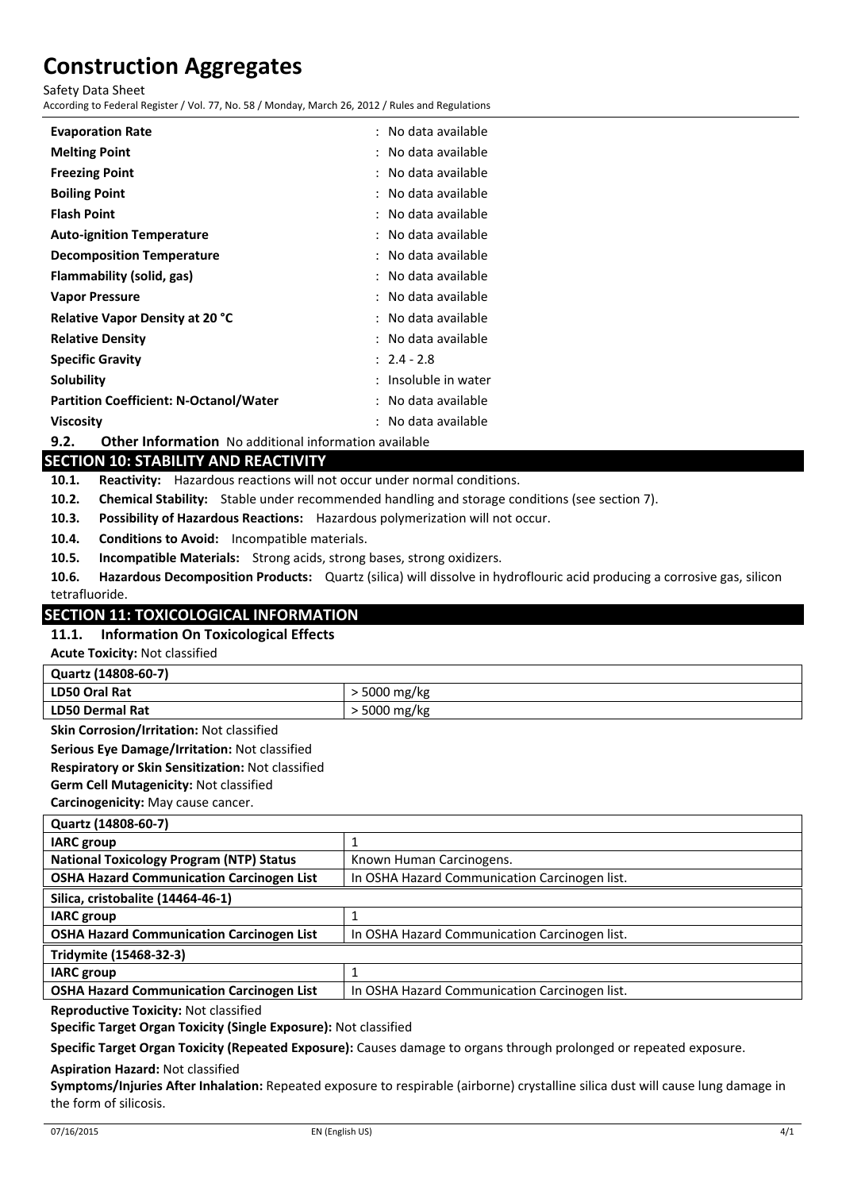| | |
|---|---|
| **Evaporation Rate** | : No data available |
| **Melting Point** | : No data available |
| **Freezing Point** | : No data available |
| **Boiling Point** | : No data available |
| **Flash Point** | : No data available |
| **Auto-ignition Temperature** | : No data available |
| **Decomposition Temperature** | : No data available |
| **Flammability (solid, gas)** | : No data available |
| **Vapor Pressure** | : No data available |
| **Relative Vapor Density at 20 °C** | : No data available |
| **Relative Density** | : No data available |
| **Specific Gravity** | : 2.4 - 2.8 |
| **Solubility** | : Insoluble in water |
| **Partition Coefficient: N-Octanol/Water** | : No data available |
| **Viscosity** | : No data available |

**9.2. Other Information** No additional information available

## SECTION 10: STABILITY AND REACTIVITY

**10.1. Reactivity:** Hazardous reactions will not occur under normal conditions.

**10.2. Chemical Stability:** Stable under recommended handling and storage conditions (see section 7).

**10.3. Possibility of Hazardous Reactions:** Hazardous polymerization will not occur.

**10.4. Conditions to Avoid:** Incompatible materials.

**10.5. Incompatible Materials:** Strong acids, strong bases, strong oxidizers.

**10.6. Hazardous Decomposition Products:** Quartz (silica) will dissolve in hydroflouric acid producing a corrosive gas, silicon tetrafluoride.

## SECTION 11: TOXICOLOGICAL INFORMATION

### 11.1. Information On Toxicological Effects

**Acute Toxicity:** Not classified

| **Quartz (14808-60-7)** | |
|---|---|
| **LD50 Oral Rat** | > 5000 mg/kg |
| **LD50 Dermal Rat** | > 5000 mg/kg |

**Skin Corrosion/Irritation:** Not classified

**Serious Eye Damage/Irritation:** Not classified

**Respiratory or Skin Sensitization:** Not classified

**Germ Cell Mutagenicity:** Not classified

**Carcinogenicity:** May cause cancer.

| **Quartz (14808-60-7)** | |
|---|---|
| **IARC group** | 1 |
| **National Toxicology Program (NTP) Status** | Known Human Carcinogens. |
| **OSHA Hazard Communication Carcinogen List** | In OSHA Hazard Communication Carcinogen list. |
| **Silica, cristobalite (14464-46-1)** | |
| **IARC group** | 1 |
| **OSHA Hazard Communication Carcinogen List** | In OSHA Hazard Communication Carcinogen list. |
| **Tridymite (15468-32-3)** | |
| **IARC group** | 1 |
| **OSHA Hazard Communication Carcinogen List** | In OSHA Hazard Communication Carcinogen list. |

**Reproductive Toxicity:** Not classified

**Specific Target Organ Toxicity (Single Exposure):** Not classified

**Specific Target Organ Toxicity (Repeated Exposure):** Causes damage to organs through prolonged or repeated exposure.

**Aspiration Hazard:** Not classified

**Symptoms/Injuries After Inhalation:** Repeated exposure to respirable (airborne) crystalline silica dust will cause lung damage in the form of silicosis.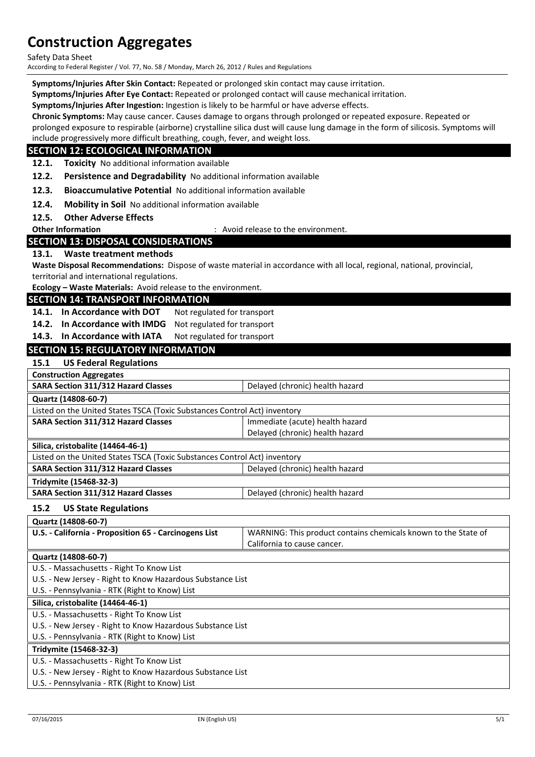**Symptoms/Injuries After Skin Contact:** Repeated or prolonged skin contact may cause irritation.

**Symptoms/Injuries After Eye Contact:** Repeated or prolonged contact will cause mechanical irritation.

**Symptoms/Injuries After Ingestion:** Ingestion is likely to be harmful or have adverse effects.

**Chronic Symptoms:** May cause cancer. Causes damage to organs through prolonged or repeated exposure. Repeated or prolonged exposure to respirable (airborne) crystalline silica dust will cause lung damage in the form of silicosis. Symptoms will include progressively more difficult breathing, cough, fever, and weight loss.

## SECTION 12: ECOLOGICAL INFORMATION

**12.1. Toxicity** No additional information available

**12.2. Persistence and Degradability** No additional information available

**12.3. Bioaccumulative Potential** No additional information available

**12.4. Mobility in Soil** No additional information available

**12.5. Other Adverse Effects**

**Other Information** : Avoid release to the environment.

## SECTION 13: DISPOSAL CONSIDERATIONS

**13.1. Waste treatment methods**

**Waste Disposal Recommendations:** Dispose of waste material in accordance with all local, regional, national, provincial, territorial and international regulations.

**Ecology – Waste Materials:** Avoid release to the environment.

## SECTION 14: TRANSPORT INFORMATION

**14.1. In Accordance with DOT** Not regulated for transport

**14.2. In Accordance with IMDG** Not regulated for transport

**14.3. In Accordance with IATA** Not regulated for transport

## SECTION 15: REGULATORY INFORMATION

**15.1 US Federal Regulations**

| **Construction Aggregates** | |
|---|---|
| **SARA Section 311/312 Hazard Classes** | Delayed (chronic) health hazard |
| **Quartz (14808-60-7)** | |
| Listed on the United States TSCA (Toxic Substances Control Act) inventory | |
| **SARA Section 311/312 Hazard Classes** | Immediate (acute) health hazard<br>Delayed (chronic) health hazard |
| **Silica, cristobalite (14464-46-1)** | |
| Listed on the United States TSCA (Toxic Substances Control Act) inventory | |
| **SARA Section 311/312 Hazard Classes** | Delayed (chronic) health hazard |
| **Tridymite (15468-32-3)** | |
| **SARA Section 311/312 Hazard Classes** | Delayed (chronic) health hazard |

**15.2 US State Regulations**

| **Quartz (14808-60-7)** | |
|---|---|
| **U.S. - California - Proposition 65 - Carcinogens List** | WARNING: This product contains chemicals known to the State of California to cause cancer. |

| **Quartz (14808-60-7)** |
|---|
| U.S. - Massachusetts - Right To Know List |
| U.S. - New Jersey - Right to Know Hazardous Substance List |
| U.S. - Pennsylvania - RTK (Right to Know) List |
| **Silica, cristobalite (14464-46-1)** |
| U.S. - Massachusetts - Right To Know List |
| U.S. - New Jersey - Right to Know Hazardous Substance List |
| U.S. - Pennsylvania - RTK (Right to Know) List |
| **Tridymite (15468-32-3)** |
| U.S. - Massachusetts - Right To Know List |
| U.S. - New Jersey - Right to Know Hazardous Substance List |
| U.S. - Pennsylvania - RTK (Right to Know) List |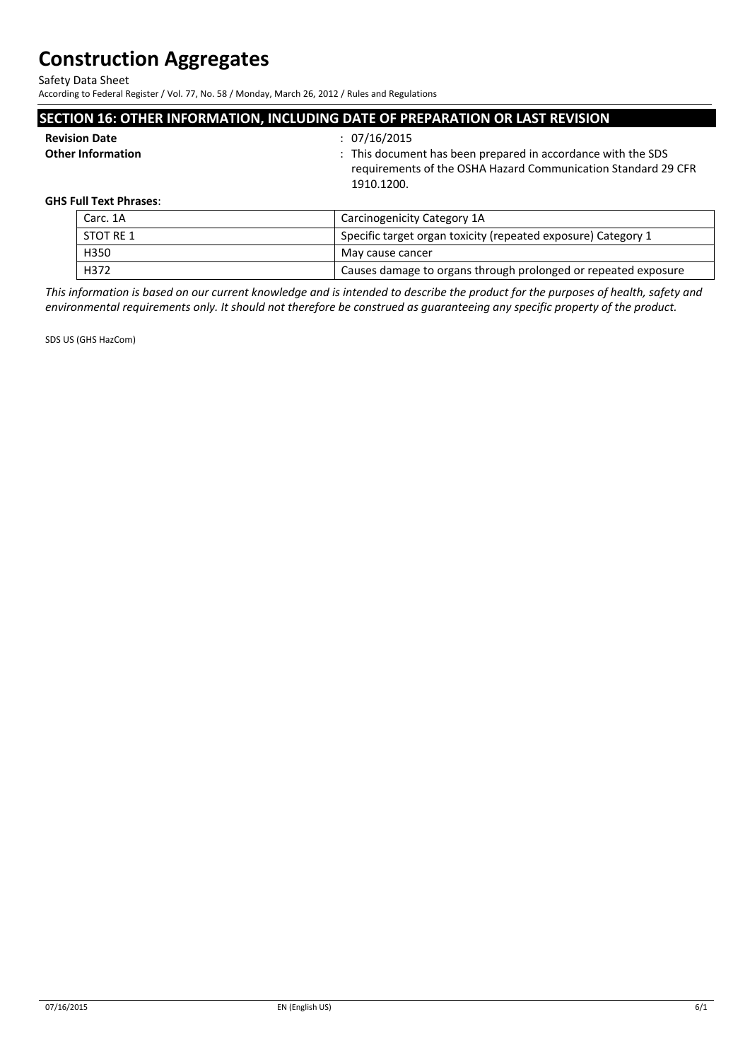## SECTION 16: OTHER INFORMATION, INCLUDING DATE OF PREPARATION OR LAST REVISION

**Revision Date** : 07/16/2015

**Other Information** : This document has been prepared in accordance with the SDS requirements of the OSHA Hazard Communication Standard 29 CFR 1910.1200.

**GHS Full Text Phrases**:

| | |
|---|---|
| Carc. 1A | Carcinogenicity Category 1A |
| STOT RE 1 | Specific target organ toxicity (repeated exposure) Category 1 |
| H350 | May cause cancer |
| H372 | Causes damage to organs through prolonged or repeated exposure |

*This information is based on our current knowledge and is intended to describe the product for the purposes of health, safety and environmental requirements only. It should not therefore be construed as guaranteeing any specific property of the product.*

SDS US (GHS HazCom)